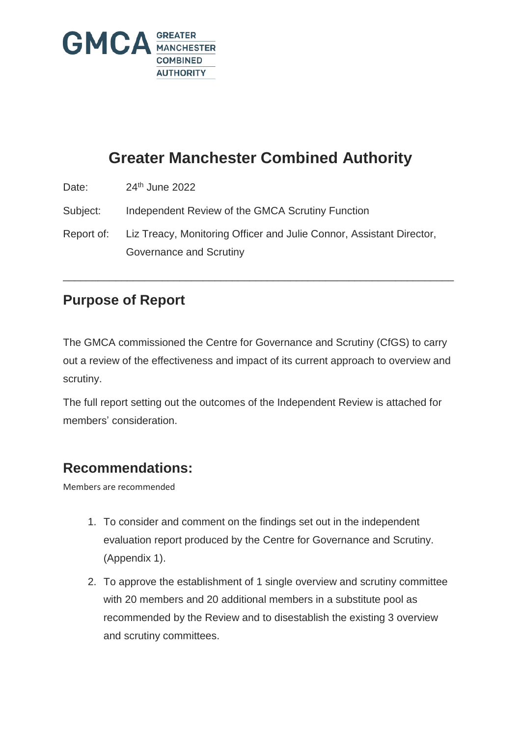# Greater Manchester Combined Authority

Date: 24th June 2022

Subject: Independent Review of the GMCA Scrutiny Function

Report of: Liz Treacy, Monitoring Officer and Julie Connor, Assistant Director, Governance and Scrutiny

---

## Purpose of Report

The GMCA commissioned the Centre for Governance and Scrutiny (CfGS) to carry out a review of the effectiveness and impact of its current approach to overview and scrutiny.

The full report setting out the outcomes of the Independent Review is attached for members' consideration.

## Recommendations:

Members are recommended

1. To consider and comment on the findings set out in the independent evaluation report produced by the Centre for Governance and Scrutiny. (Appendix 1).
2. To approve the establishment of 1 single overview and scrutiny committee with 20 members and 20 additional members in a substitute pool as recommended by the Review and to disestablish the existing 3 overview and scrutiny committees.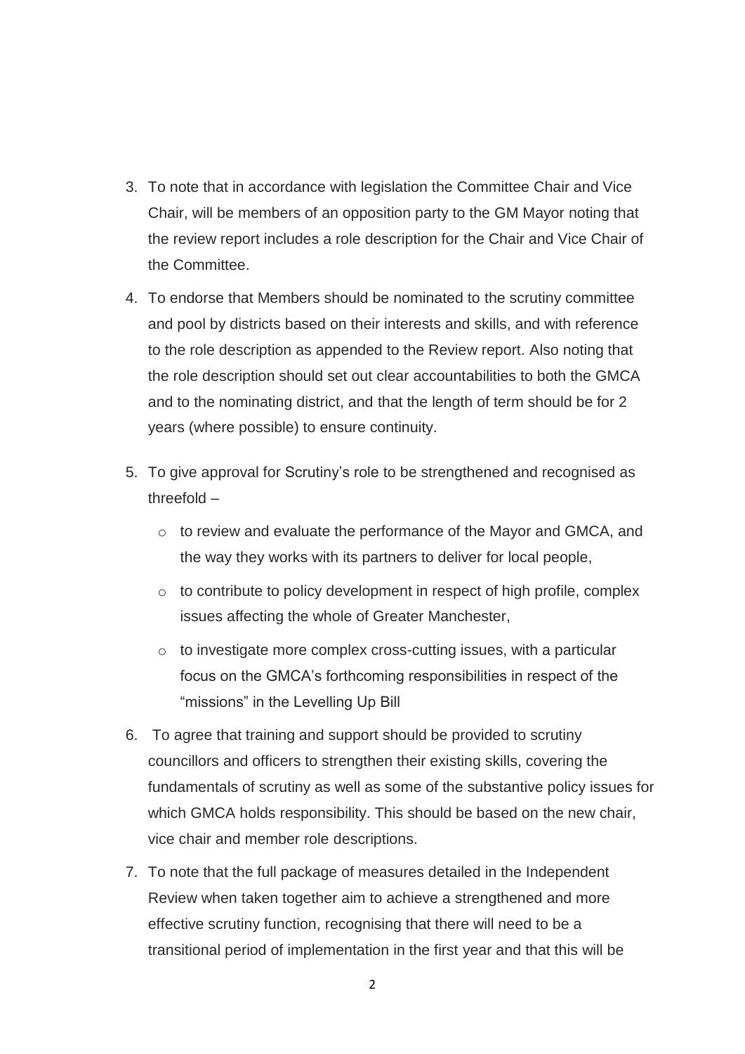3. To note that in accordance with legislation the Committee Chair and Vice Chair, will be members of an opposition party to the GM Mayor noting that the review report includes a role description for the Chair and Vice Chair of the Committee.

4. To endorse that Members should be nominated to the scrutiny committee and pool by districts based on their interests and skills, and with reference to the role description as appended to the Review report. Also noting that the role description should set out clear accountabilities to both the GMCA and to the nominating district, and that the length of term should be for 2 years (where possible) to ensure continuity.

5. To give approval for Scrutiny's role to be strengthened and recognised as threefold –

   - to review and evaluate the performance of the Mayor and GMCA, and the way they works with its partners to deliver for local people,
   - to contribute to policy development in respect of high profile, complex issues affecting the whole of Greater Manchester,
   - to investigate more complex cross-cutting issues, with a particular focus on the GMCA's forthcoming responsibilities in respect of the "missions" in the Levelling Up Bill

6. To agree that training and support should be provided to scrutiny councillors and officers to strengthen their existing skills, covering the fundamentals of scrutiny as well as some of the substantive policy issues for which GMCA holds responsibility. This should be based on the new chair, vice chair and member role descriptions.

7. To note that the full package of measures detailed in the Independent Review when taken together aim to achieve a strengthened and more effective scrutiny function, recognising that there will need to be a transitional period of implementation in the first year and that this will be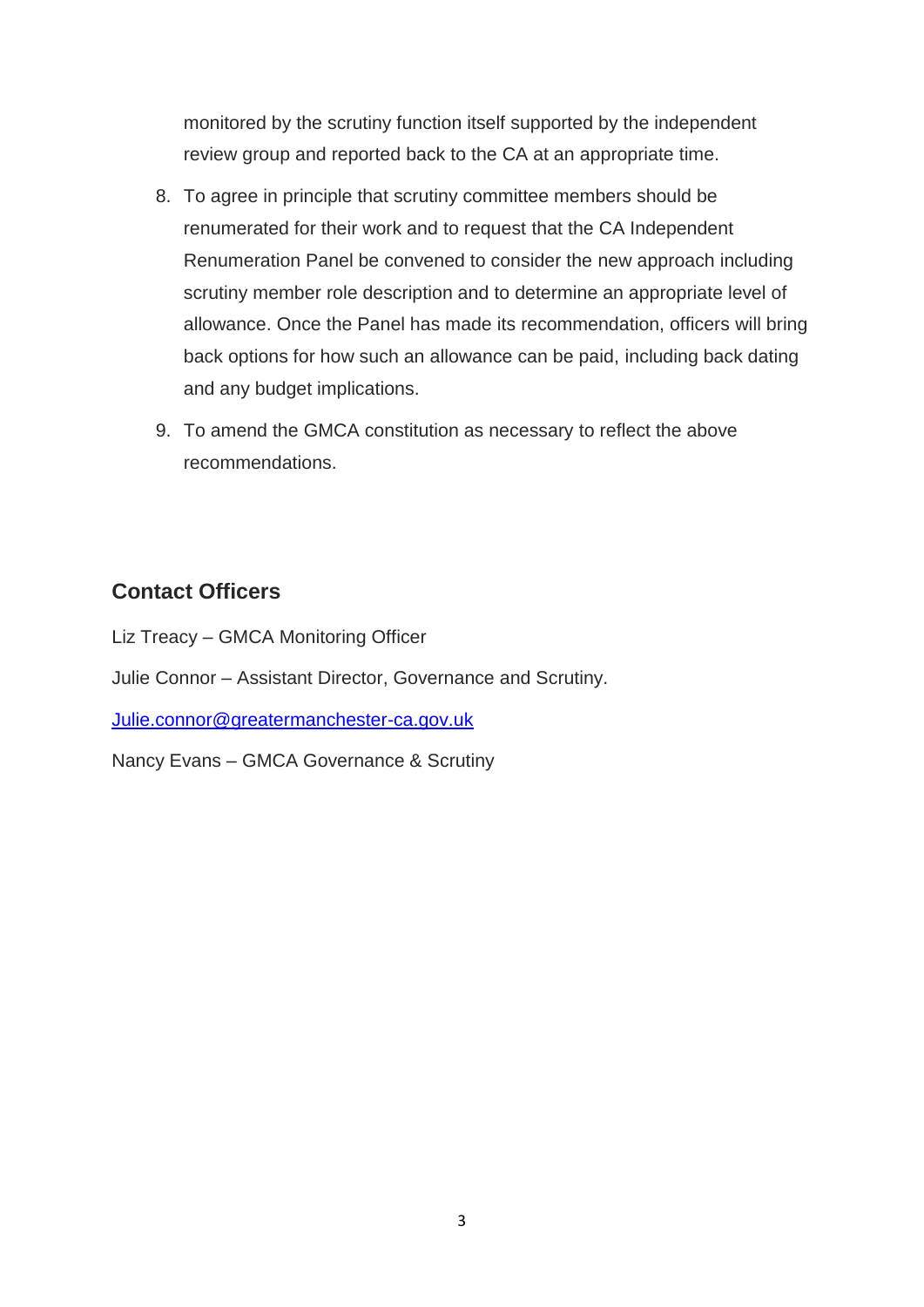monitored by the scrutiny function itself supported by the independent review group and reported back to the CA at an appropriate time.

8. To agree in principle that scrutiny committee members should be renumerated for their work and to request that the CA Independent Renumeration Panel be convened to consider the new approach including scrutiny member role description and to determine an appropriate level of allowance. Once the Panel has made its recommendation, officers will bring back options for how such an allowance can be paid, including back dating and any budget implications.
9. To amend the GMCA constitution as necessary to reflect the above recommendations.

## Contact Officers

Liz Treacy – GMCA Monitoring Officer

Julie Connor – Assistant Director, Governance and Scrutiny.

Julie.connor@greatermanchester-ca.gov.uk

Nancy Evans – GMCA Governance & Scrutiny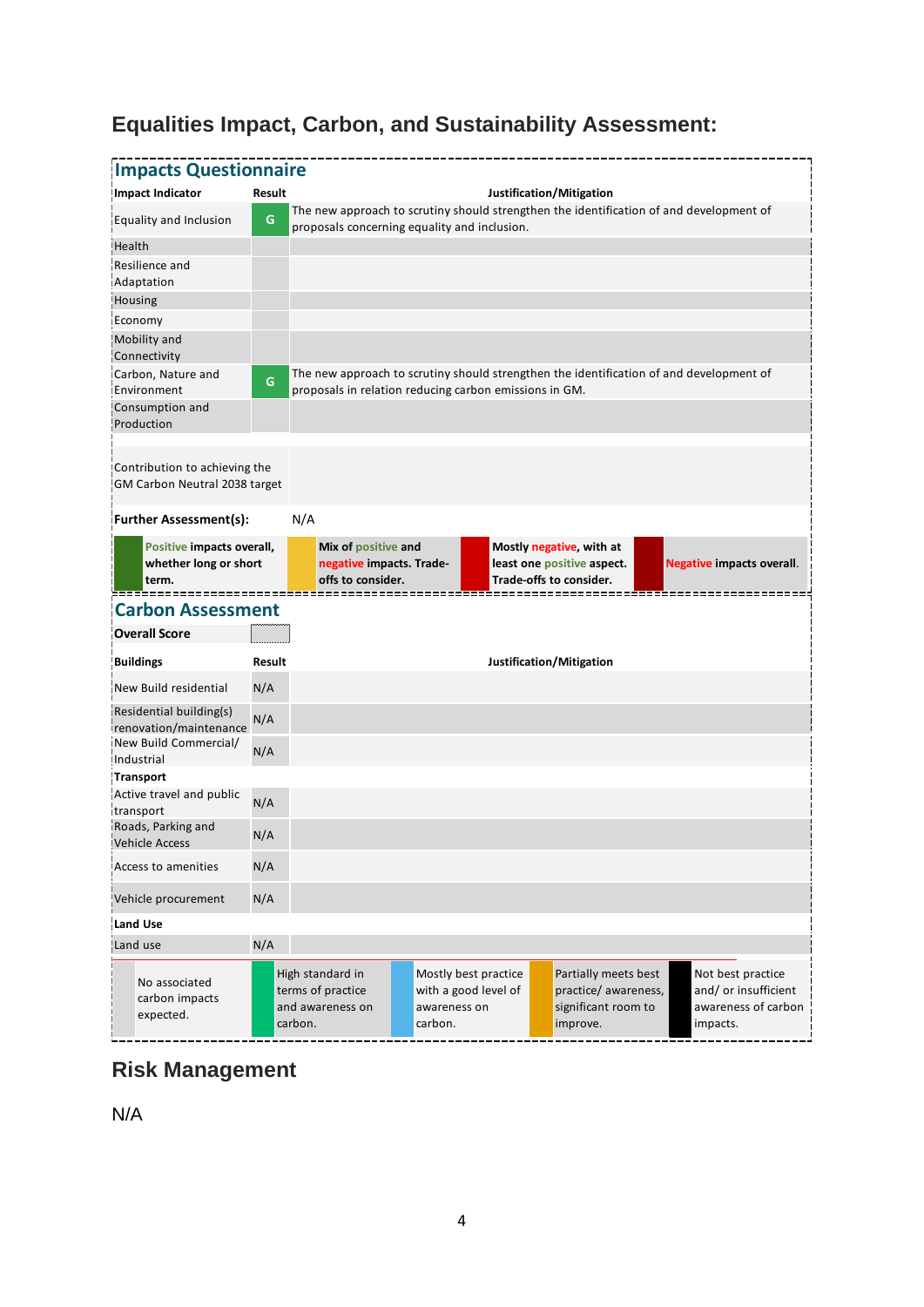## Equalities Impact, Carbon, and Sustainability Assessment:

### Impacts Questionnaire

| Impact Indicator | Result | Justification/Mitigation |
|---|---|---|
| Equality and Inclusion | G | The new approach to scrutiny should strengthen the identification of and development of proposals concerning equality and inclusion. |
| Health | | |
| Resilience and Adaptation | | |
| Housing | | |
| Economy | | |
| Mobility and Connectivity | | |
| Carbon, Nature and Environment | G | The new approach to scrutiny should strengthen the identification of and development of proposals in relation reducing carbon emissions in GM. |
| Consumption and Production | | |
| Contribution to achieving the GM Carbon Neutral 2038 target | | |
| **Further Assessment(s):** | N/A | |

| | | | |
|---|---|---|---|
| **Positive impacts overall, whether long or short term.** | **Mix of positive and negative impacts. Trade-offs to consider.** | **Mostly negative, with at least one positive aspect. Trade-offs to consider.** | **Negative impacts overall.** |

### Carbon Assessment

**Overall Score**

| Buildings | Result | Justification/Mitigation |
|---|---|---|
| New Build residential | N/A | |
| Residential building(s) renovation/maintenance | N/A | |
| New Build Commercial/ Industrial | N/A | |
| **Transport** | | |
| Active travel and public transport | N/A | |
| Roads, Parking and Vehicle Access | N/A | |
| Access to amenities | N/A | |
| Vehicle procurement | N/A | |
| **Land Use** | | |
| Land use | N/A | |

| | | | | |
|---|---|---|---|---|
| No associated carbon impacts expected. | High standard in terms of practice and awareness on carbon. | Mostly best practice with a good level of awareness on carbon. | Partially meets best practice/ awareness, significant room to improve. | Not best practice and/ or insufficient awareness of carbon impacts. |

## Risk Management

N/A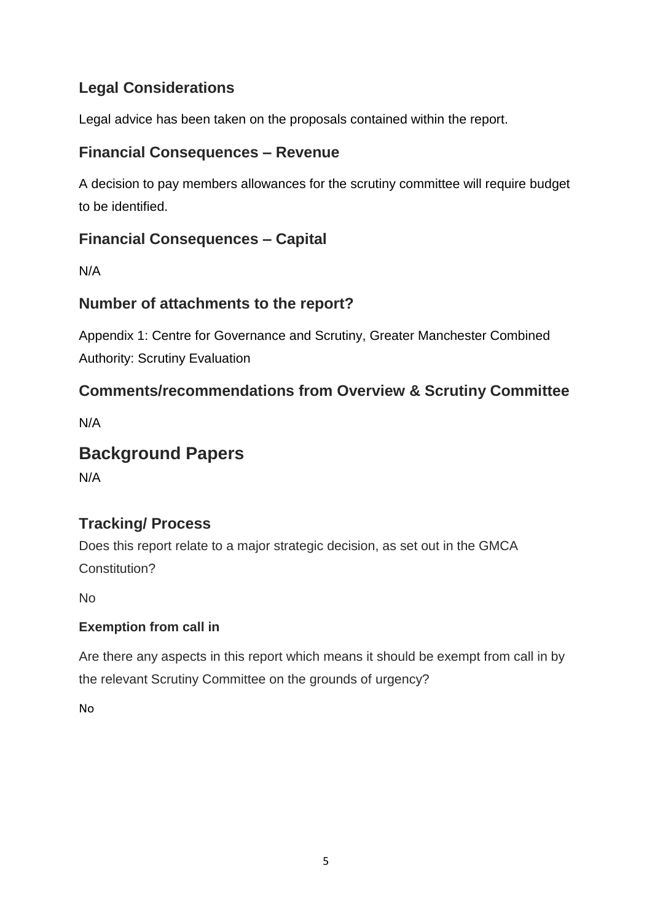## Legal Considerations

Legal advice has been taken on the proposals contained within the report.

## Financial Consequences – Revenue

A decision to pay members allowances for the scrutiny committee will require budget to be identified.

## Financial Consequences – Capital

N/A

## Number of attachments to the report?

Appendix 1: Centre for Governance and Scrutiny, Greater Manchester Combined Authority: Scrutiny Evaluation

## Comments/recommendations from Overview & Scrutiny Committee

N/A

# Background Papers

N/A

## Tracking/ Process

Does this report relate to a major strategic decision, as set out in the GMCA Constitution?

No

### Exemption from call in

Are there any aspects in this report which means it should be exempt from call in by the relevant Scrutiny Committee on the grounds of urgency?

No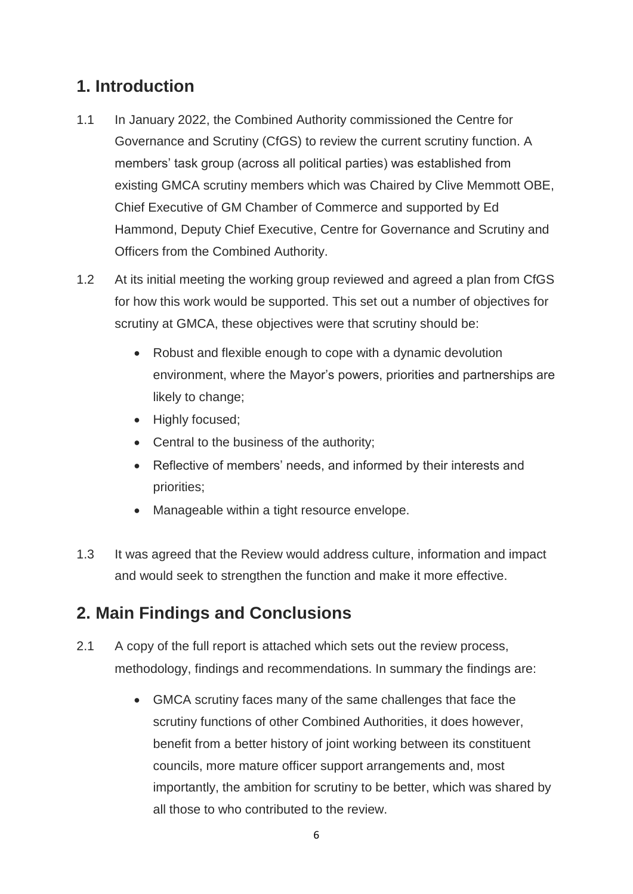## 1. Introduction

1.1 In January 2022, the Combined Authority commissioned the Centre for Governance and Scrutiny (CfGS) to review the current scrutiny function. A members' task group (across all political parties) was established from existing GMCA scrutiny members which was Chaired by Clive Memmott OBE, Chief Executive of GM Chamber of Commerce and supported by Ed Hammond, Deputy Chief Executive, Centre for Governance and Scrutiny and Officers from the Combined Authority.

1.2 At its initial meeting the working group reviewed and agreed a plan from CfGS for how this work would be supported. This set out a number of objectives for scrutiny at GMCA, these objectives were that scrutiny should be:

- Robust and flexible enough to cope with a dynamic devolution environment, where the Mayor's powers, priorities and partnerships are likely to change;
- Highly focused;
- Central to the business of the authority;
- Reflective of members' needs, and informed by their interests and priorities;
- Manageable within a tight resource envelope.

1.3 It was agreed that the Review would address culture, information and impact and would seek to strengthen the function and make it more effective.

## 2. Main Findings and Conclusions

2.1 A copy of the full report is attached which sets out the review process, methodology, findings and recommendations. In summary the findings are:

- GMCA scrutiny faces many of the same challenges that face the scrutiny functions of other Combined Authorities, it does however, benefit from a better history of joint working between its constituent councils, more mature officer support arrangements and, most importantly, the ambition for scrutiny to be better, which was shared by all those to who contributed to the review.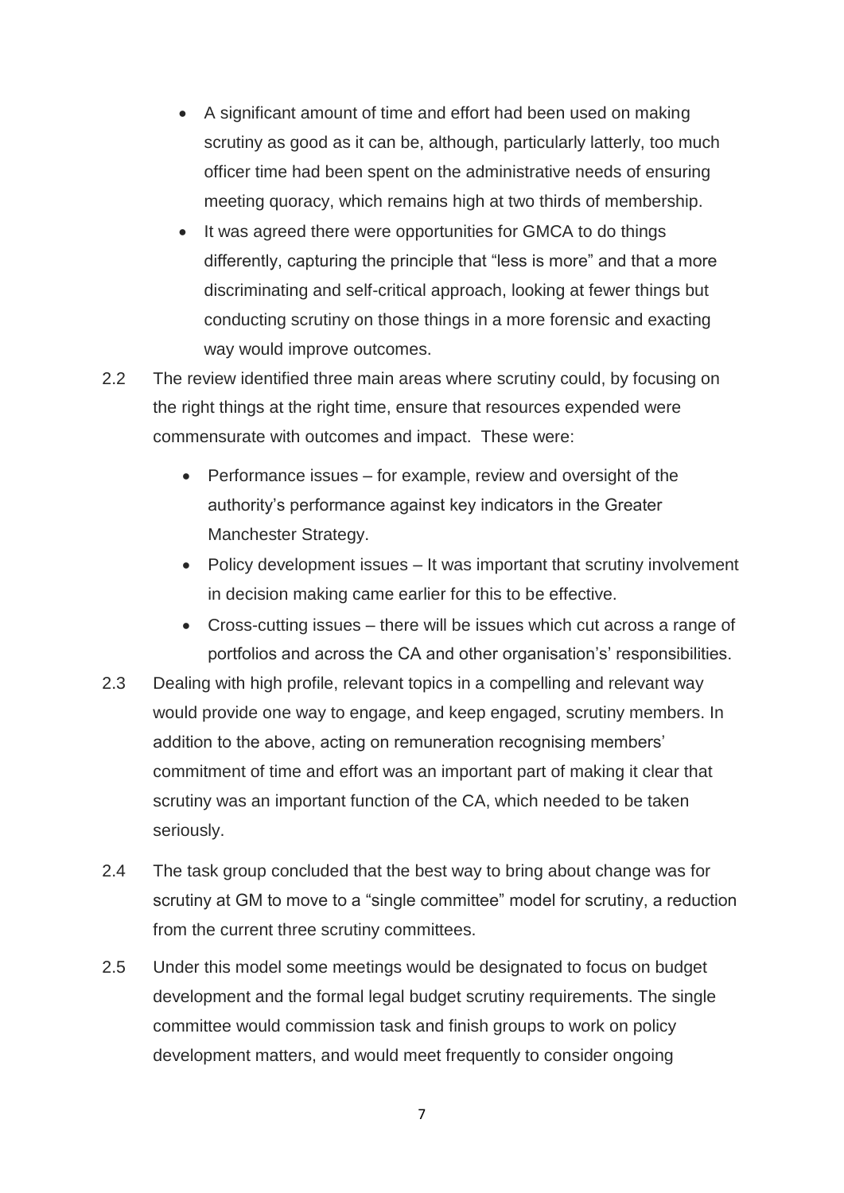- A significant amount of time and effort had been used on making scrutiny as good as it can be, although, particularly latterly, too much officer time had been spent on the administrative needs of ensuring meeting quoracy, which remains high at two thirds of membership.
- It was agreed there were opportunities for GMCA to do things differently, capturing the principle that "less is more" and that a more discriminating and self-critical approach, looking at fewer things but conducting scrutiny on those things in a more forensic and exacting way would improve outcomes.

2.2 The review identified three main areas where scrutiny could, by focusing on the right things at the right time, ensure that resources expended were commensurate with outcomes and impact. These were:

- Performance issues – for example, review and oversight of the authority's performance against key indicators in the Greater Manchester Strategy.
- Policy development issues – It was important that scrutiny involvement in decision making came earlier for this to be effective.
- Cross-cutting issues – there will be issues which cut across a range of portfolios and across the CA and other organisation's' responsibilities.

2.3 Dealing with high profile, relevant topics in a compelling and relevant way would provide one way to engage, and keep engaged, scrutiny members. In addition to the above, acting on remuneration recognising members' commitment of time and effort was an important part of making it clear that scrutiny was an important function of the CA, which needed to be taken seriously.

2.4 The task group concluded that the best way to bring about change was for scrutiny at GM to move to a "single committee" model for scrutiny, a reduction from the current three scrutiny committees.

2.5 Under this model some meetings would be designated to focus on budget development and the formal legal budget scrutiny requirements. The single committee would commission task and finish groups to work on policy development matters, and would meet frequently to consider ongoing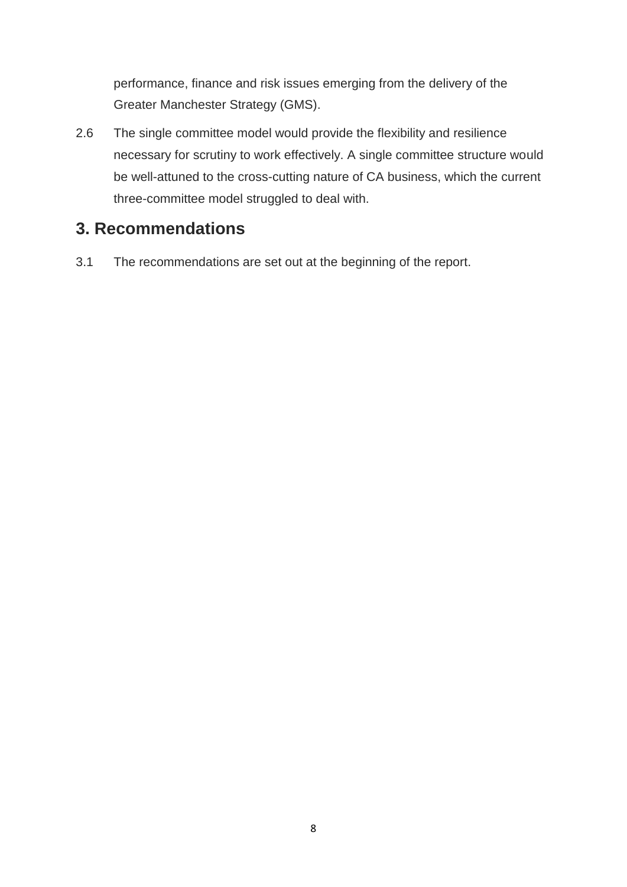performance, finance and risk issues emerging from the delivery of the Greater Manchester Strategy (GMS).

2.6 The single committee model would provide the flexibility and resilience necessary for scrutiny to work effectively. A single committee structure would be well-attuned to the cross-cutting nature of CA business, which the current three-committee model struggled to deal with.

## 3. Recommendations

3.1 The recommendations are set out at the beginning of the report.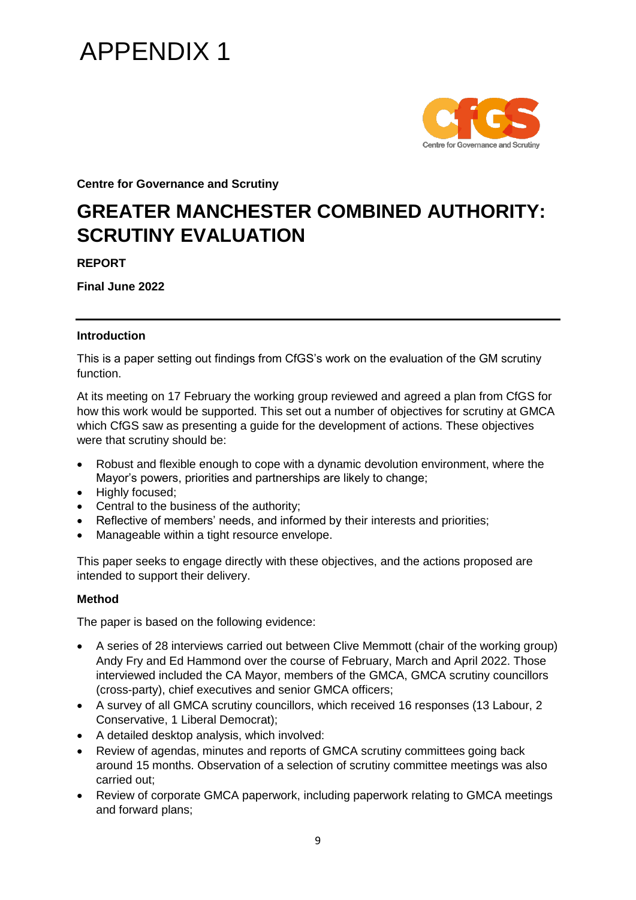# APPENDIX 1

**Centre for Governance and Scrutiny**

## GREATER MANCHESTER COMBINED AUTHORITY: SCRUTINY EVALUATION

**REPORT**

**Final June 2022**

---

**Introduction**

This is a paper setting out findings from CfGS's work on the evaluation of the GM scrutiny function.

At its meeting on 17 February the working group reviewed and agreed a plan from CfGS for how this work would be supported. This set out a number of objectives for scrutiny at GMCA which CfGS saw as presenting a guide for the development of actions. These objectives were that scrutiny should be:

- Robust and flexible enough to cope with a dynamic devolution environment, where the Mayor's powers, priorities and partnerships are likely to change;
- Highly focused;
- Central to the business of the authority;
- Reflective of members' needs, and informed by their interests and priorities;
- Manageable within a tight resource envelope.

This paper seeks to engage directly with these objectives, and the actions proposed are intended to support their delivery.

**Method**

The paper is based on the following evidence:

- A series of 28 interviews carried out between Clive Memmott (chair of the working group) Andy Fry and Ed Hammond over the course of February, March and April 2022. Those interviewed included the CA Mayor, members of the GMCA, GMCA scrutiny councillors (cross-party), chief executives and senior GMCA officers;
- A survey of all GMCA scrutiny councillors, which received 16 responses (13 Labour, 2 Conservative, 1 Liberal Democrat);
- A detailed desktop analysis, which involved:
- Review of agendas, minutes and reports of GMCA scrutiny committees going back around 15 months. Observation of a selection of scrutiny committee meetings was also carried out;
- Review of corporate GMCA paperwork, including paperwork relating to GMCA meetings and forward plans;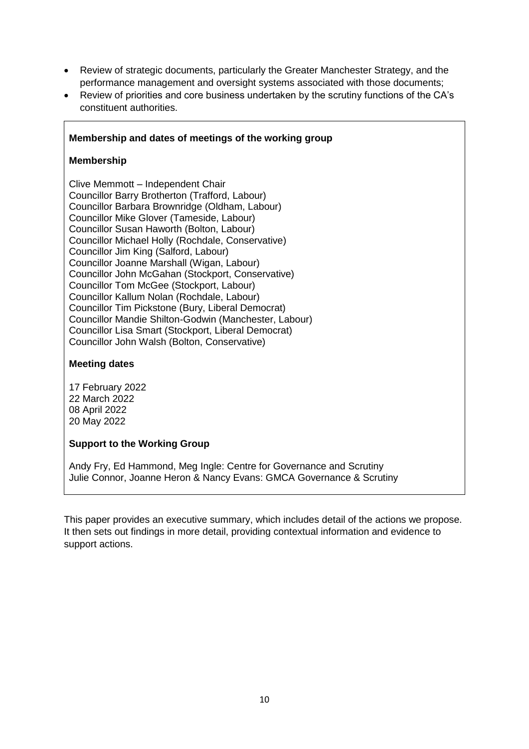- Review of strategic documents, particularly the Greater Manchester Strategy, and the performance management and oversight systems associated with those documents;
- Review of priorities and core business undertaken by the scrutiny functions of the CA's constituent authorities.

**Membership and dates of meetings of the working group**

**Membership**

Clive Memmott – Independent Chair
Councillor Barry Brotherton (Trafford, Labour)
Councillor Barbara Brownridge (Oldham, Labour)
Councillor Mike Glover (Tameside, Labour)
Councillor Susan Haworth (Bolton, Labour)
Councillor Michael Holly (Rochdale, Conservative)
Councillor Jim King (Salford, Labour)
Councillor Joanne Marshall (Wigan, Labour)
Councillor John McGahan (Stockport, Conservative)
Councillor Tom McGee (Stockport, Labour)
Councillor Kallum Nolan (Rochdale, Labour)
Councillor Tim Pickstone (Bury, Liberal Democrat)
Councillor Mandie Shilton-Godwin (Manchester, Labour)
Councillor Lisa Smart (Stockport, Liberal Democrat)
Councillor John Walsh (Bolton, Conservative)

**Meeting dates**

17 February 2022
22 March 2022
08 April 2022
20 May 2022

**Support to the Working Group**

Andy Fry, Ed Hammond, Meg Ingle: Centre for Governance and Scrutiny
Julie Connor, Joanne Heron & Nancy Evans: GMCA Governance & Scrutiny

This paper provides an executive summary, which includes detail of the actions we propose. It then sets out findings in more detail, providing contextual information and evidence to support actions.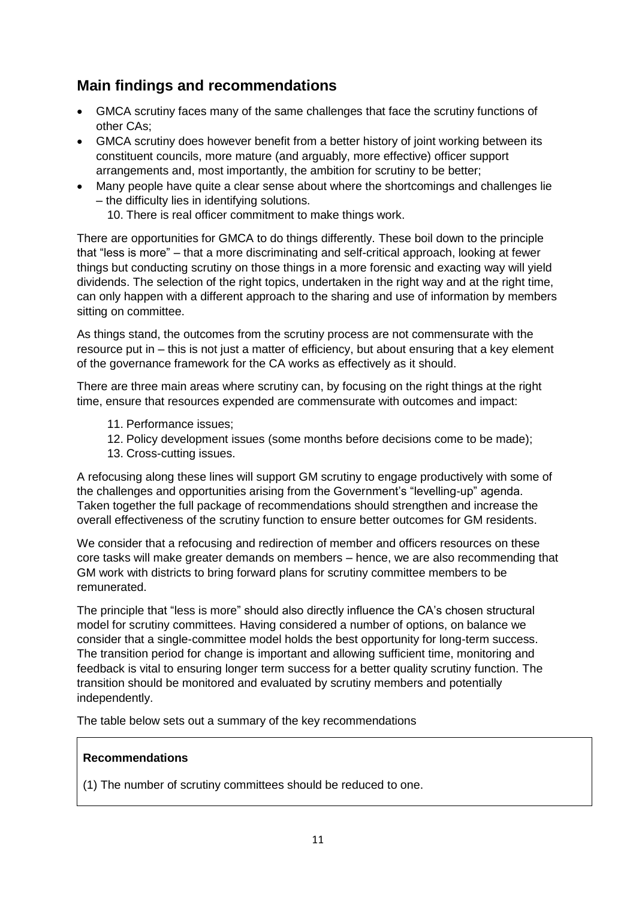## Main findings and recommendations

- GMCA scrutiny faces many of the same challenges that face the scrutiny functions of other CAs;
- GMCA scrutiny does however benefit from a better history of joint working between its constituent councils, more mature (and arguably, more effective) officer support arrangements and, most importantly, the ambition for scrutiny to be better;
- Many people have quite a clear sense about where the shortcomings and challenges lie – the difficulty lies in identifying solutions.
  10. There is real officer commitment to make things work.

There are opportunities for GMCA to do things differently. These boil down to the principle that "less is more" – that a more discriminating and self-critical approach, looking at fewer things but conducting scrutiny on those things in a more forensic and exacting way will yield dividends. The selection of the right topics, undertaken in the right way and at the right time, can only happen with a different approach to the sharing and use of information by members sitting on committee.

As things stand, the outcomes from the scrutiny process are not commensurate with the resource put in – this is not just a matter of efficiency, but about ensuring that a key element of the governance framework for the CA works as effectively as it should.

There are three main areas where scrutiny can, by focusing on the right things at the right time, ensure that resources expended are commensurate with outcomes and impact:

11. Performance issues;
12. Policy development issues (some months before decisions come to be made);
13. Cross-cutting issues.

A refocusing along these lines will support GM scrutiny to engage productively with some of the challenges and opportunities arising from the Government's "levelling-up" agenda. Taken together the full package of recommendations should strengthen and increase the overall effectiveness of the scrutiny function to ensure better outcomes for GM residents.

We consider that a refocusing and redirection of member and officers resources on these core tasks will make greater demands on members – hence, we are also recommending that GM work with districts to bring forward plans for scrutiny committee members to be remunerated.

The principle that "less is more" should also directly influence the CA's chosen structural model for scrutiny committees. Having considered a number of options, on balance we consider that a single-committee model holds the best opportunity for long-term success. The transition period for change is important and allowing sufficient time, monitoring and feedback is vital to ensuring longer term success for a better quality scrutiny function. The transition should be monitored and evaluated by scrutiny members and potentially independently.

The table below sets out a summary of the key recommendations

| Recommendations |
|---|
| (1) The number of scrutiny committees should be reduced to one. |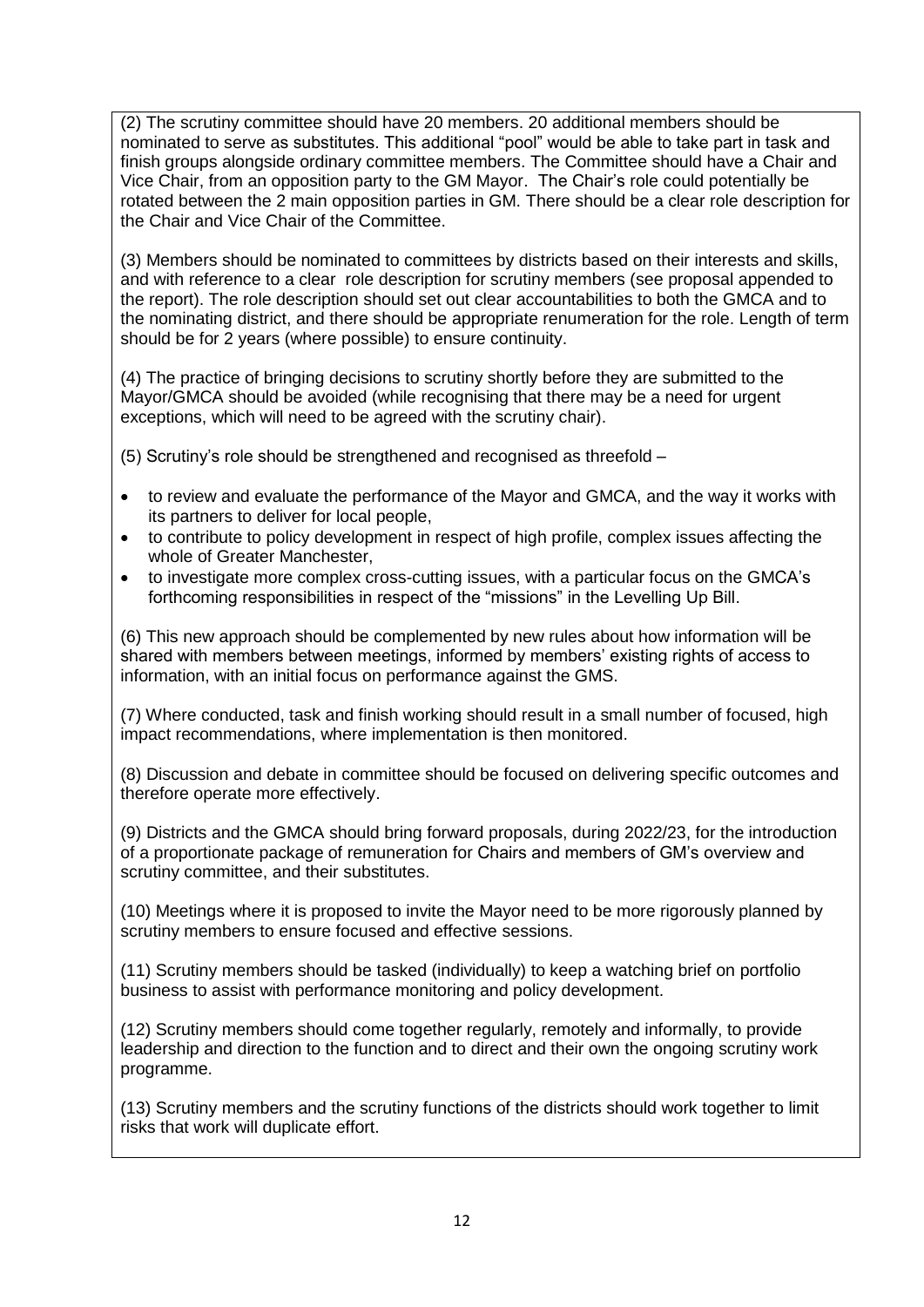(2) The scrutiny committee should have 20 members. 20 additional members should be nominated to serve as substitutes. This additional "pool" would be able to take part in task and finish groups alongside ordinary committee members. The Committee should have a Chair and Vice Chair, from an opposition party to the GM Mayor. The Chair's role could potentially be rotated between the 2 main opposition parties in GM. There should be a clear role description for the Chair and Vice Chair of the Committee.

(3) Members should be nominated to committees by districts based on their interests and skills, and with reference to a clear role description for scrutiny members (see proposal appended to the report). The role description should set out clear accountabilities to both the GMCA and to the nominating district, and there should be appropriate renumeration for the role. Length of term should be for 2 years (where possible) to ensure continuity.

(4) The practice of bringing decisions to scrutiny shortly before they are submitted to the Mayor/GMCA should be avoided (while recognising that there may be a need for urgent exceptions, which will need to be agreed with the scrutiny chair).

(5) Scrutiny's role should be strengthened and recognised as threefold –

- to review and evaluate the performance of the Mayor and GMCA, and the way it works with its partners to deliver for local people,
- to contribute to policy development in respect of high profile, complex issues affecting the whole of Greater Manchester,
- to investigate more complex cross-cutting issues, with a particular focus on the GMCA's forthcoming responsibilities in respect of the "missions" in the Levelling Up Bill.

(6) This new approach should be complemented by new rules about how information will be shared with members between meetings, informed by members' existing rights of access to information, with an initial focus on performance against the GMS.

(7) Where conducted, task and finish working should result in a small number of focused, high impact recommendations, where implementation is then monitored.

(8) Discussion and debate in committee should be focused on delivering specific outcomes and therefore operate more effectively.

(9) Districts and the GMCA should bring forward proposals, during 2022/23, for the introduction of a proportionate package of remuneration for Chairs and members of GM's overview and scrutiny committee, and their substitutes.

(10) Meetings where it is proposed to invite the Mayor need to be more rigorously planned by scrutiny members to ensure focused and effective sessions.

(11) Scrutiny members should be tasked (individually) to keep a watching brief on portfolio business to assist with performance monitoring and policy development.

(12) Scrutiny members should come together regularly, remotely and informally, to provide leadership and direction to the function and to direct and their own the ongoing scrutiny work programme.

(13) Scrutiny members and the scrutiny functions of the districts should work together to limit risks that work will duplicate effort.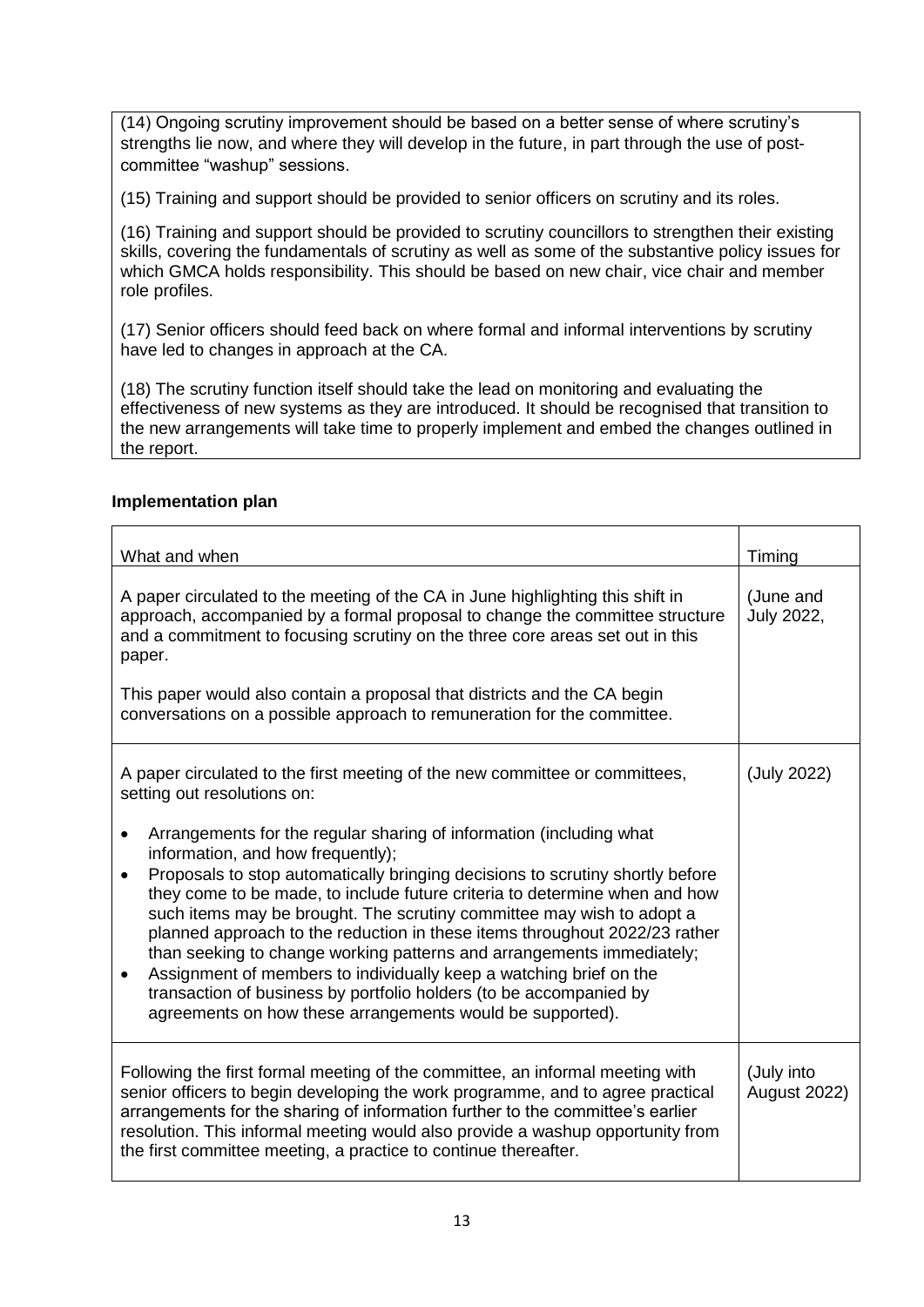(14) Ongoing scrutiny improvement should be based on a better sense of where scrutiny's strengths lie now, and where they will develop in the future, in part through the use of post-committee "washup" sessions.

(15) Training and support should be provided to senior officers on scrutiny and its roles.

(16) Training and support should be provided to scrutiny councillors to strengthen their existing skills, covering the fundamentals of scrutiny as well as some of the substantive policy issues for which GMCA holds responsibility. This should be based on new chair, vice chair and member role profiles.

(17) Senior officers should feed back on where formal and informal interventions by scrutiny have led to changes in approach at the CA.

(18) The scrutiny function itself should take the lead on monitoring and evaluating the effectiveness of new systems as they are introduced. It should be recognised that transition to the new arrangements will take time to properly implement and embed the changes outlined in the report.

**Implementation plan**

| What and when | Timing |
|---|---|
| A paper circulated to the meeting of the CA in June highlighting this shift in approach, accompanied by a formal proposal to change the committee structure and a commitment to focusing scrutiny on the three core areas set out in this paper.<br><br>This paper would also contain a proposal that districts and the CA begin conversations on a possible approach to remuneration for the committee. | (June and July 2022, |
| A paper circulated to the first meeting of the new committee or committees, setting out resolutions on:<br><br>• Arrangements for the regular sharing of information (including what information, and how frequently);<br>• Proposals to stop automatically bringing decisions to scrutiny shortly before they come to be made, to include future criteria to determine when and how such items may be brought. The scrutiny committee may wish to adopt a planned approach to the reduction in these items throughout 2022/23 rather than seeking to change working patterns and arrangements immediately;<br>• Assignment of members to individually keep a watching brief on the transaction of business by portfolio holders (to be accompanied by agreements on how these arrangements would be supported). | (July 2022) |
| Following the first formal meeting of the committee, an informal meeting with senior officers to begin developing the work programme, and to agree practical arrangements for the sharing of information further to the committee's earlier resolution. This informal meeting would also provide a washup opportunity from the first committee meeting, a practice to continue thereafter. | (July into August 2022) |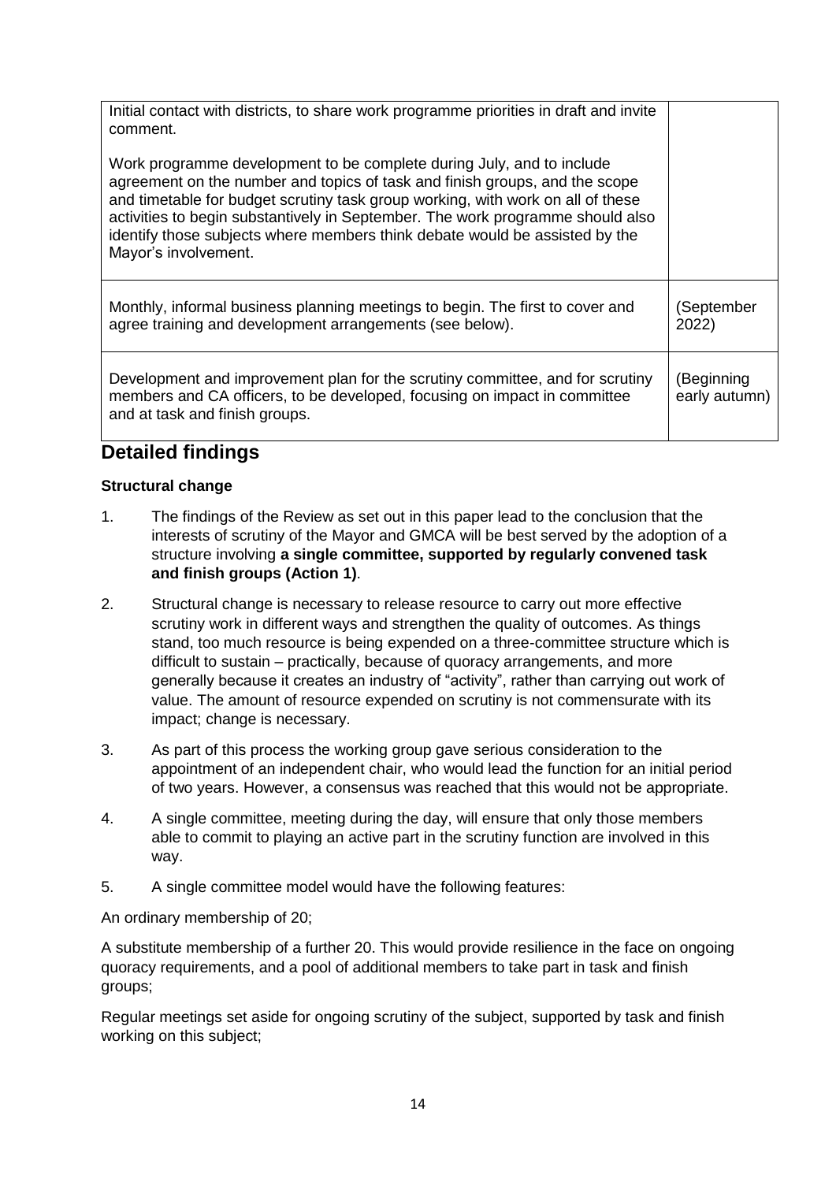| | |
|---|---|
| Initial contact with districts, to share work programme priorities in draft and invite comment.<br><br>Work programme development to be complete during July, and to include agreement on the number and topics of task and finish groups, and the scope and timetable for budget scrutiny task group working, with work on all of these activities to begin substantively in September. The work programme should also identify those subjects where members think debate would be assisted by the Mayor's involvement. | |
| Monthly, informal business planning meetings to begin. The first to cover and agree training and development arrangements (see below). | (September 2022) |
| Development and improvement plan for the scrutiny committee, and for scrutiny members and CA officers, to be developed, focusing on impact in committee and at task and finish groups. | (Beginning early autumn) |

## Detailed findings

**Structural change**

1. The findings of the Review as set out in this paper lead to the conclusion that the interests of scrutiny of the Mayor and GMCA will be best served by the adoption of a structure involving **a single committee, supported by regularly convened task and finish groups (Action 1)**.

2. Structural change is necessary to release resource to carry out more effective scrutiny work in different ways and strengthen the quality of outcomes. As things stand, too much resource is being expended on a three-committee structure which is difficult to sustain – practically, because of quoracy arrangements, and more generally because it creates an industry of "activity", rather than carrying out work of value. The amount of resource expended on scrutiny is not commensurate with its impact; change is necessary.

3. As part of this process the working group gave serious consideration to the appointment of an independent chair, who would lead the function for an initial period of two years. However, a consensus was reached that this would not be appropriate.

4. A single committee, meeting during the day, will ensure that only those members able to commit to playing an active part in the scrutiny function are involved in this way.

5. A single committee model would have the following features:

An ordinary membership of 20;

A substitute membership of a further 20. This would provide resilience in the face on ongoing quoracy requirements, and a pool of additional members to take part in task and finish groups;

Regular meetings set aside for ongoing scrutiny of the subject, supported by task and finish working on this subject;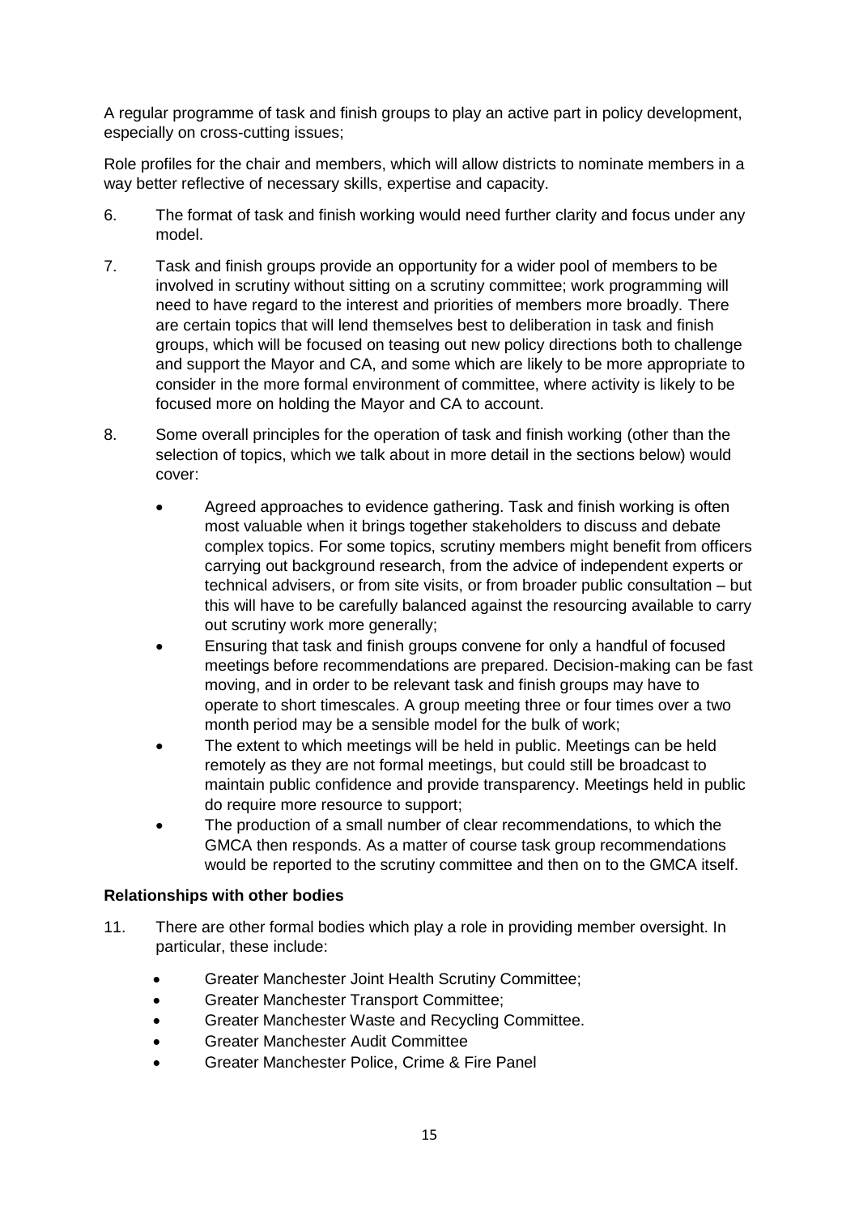A regular programme of task and finish groups to play an active part in policy development, especially on cross-cutting issues;

Role profiles for the chair and members, which will allow districts to nominate members in a way better reflective of necessary skills, expertise and capacity.

6. The format of task and finish working would need further clarity and focus under any model.

7. Task and finish groups provide an opportunity for a wider pool of members to be involved in scrutiny without sitting on a scrutiny committee; work programming will need to have regard to the interest and priorities of members more broadly. There are certain topics that will lend themselves best to deliberation in task and finish groups, which will be focused on teasing out new policy directions both to challenge and support the Mayor and CA, and some which are likely to be more appropriate to consider in the more formal environment of committee, where activity is likely to be focused more on holding the Mayor and CA to account.

8. Some overall principles for the operation of task and finish working (other than the selection of topics, which we talk about in more detail in the sections below) would cover:

   - Agreed approaches to evidence gathering. Task and finish working is often most valuable when it brings together stakeholders to discuss and debate complex topics. For some topics, scrutiny members might benefit from officers carrying out background research, from the advice of independent experts or technical advisers, or from site visits, or from broader public consultation – but this will have to be carefully balanced against the resourcing available to carry out scrutiny work more generally;
   - Ensuring that task and finish groups convene for only a handful of focused meetings before recommendations are prepared. Decision-making can be fast moving, and in order to be relevant task and finish groups may have to operate to short timescales. A group meeting three or four times over a two month period may be a sensible model for the bulk of work;
   - The extent to which meetings will be held in public. Meetings can be held remotely as they are not formal meetings, but could still be broadcast to maintain public confidence and provide transparency. Meetings held in public do require more resource to support;
   - The production of a small number of clear recommendations, to which the GMCA then responds. As a matter of course task group recommendations would be reported to the scrutiny committee and then on to the GMCA itself.

**Relationships with other bodies**

11. There are other formal bodies which play a role in providing member oversight. In particular, these include:

   - Greater Manchester Joint Health Scrutiny Committee;
   - Greater Manchester Transport Committee;
   - Greater Manchester Waste and Recycling Committee.
   - Greater Manchester Audit Committee
   - Greater Manchester Police, Crime & Fire Panel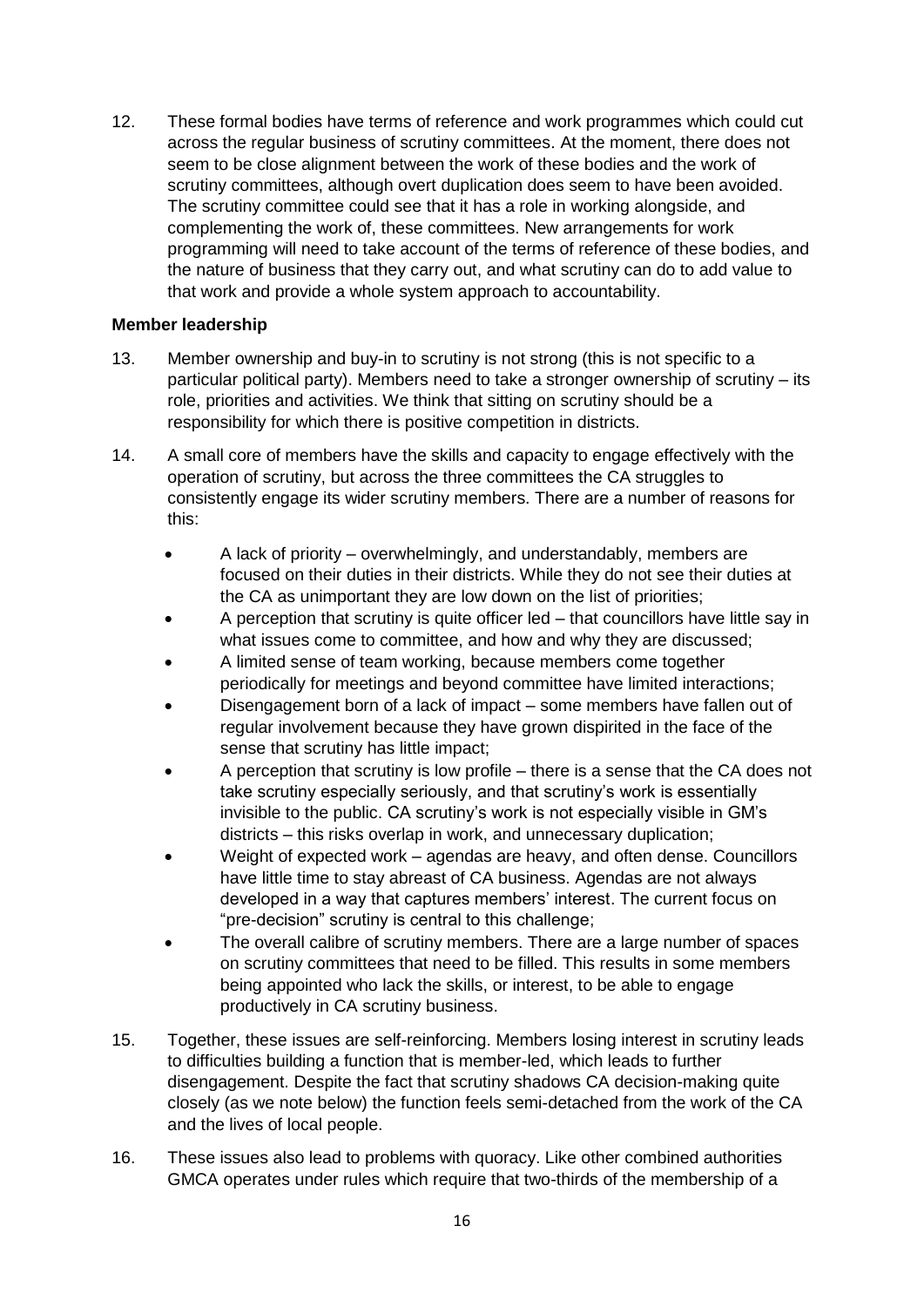12. These formal bodies have terms of reference and work programmes which could cut across the regular business of scrutiny committees. At the moment, there does not seem to be close alignment between the work of these bodies and the work of scrutiny committees, although overt duplication does seem to have been avoided. The scrutiny committee could see that it has a role in working alongside, and complementing the work of, these committees. New arrangements for work programming will need to take account of the terms of reference of these bodies, and the nature of business that they carry out, and what scrutiny can do to add value to that work and provide a whole system approach to accountability.

**Member leadership**

13. Member ownership and buy-in to scrutiny is not strong (this is not specific to a particular political party). Members need to take a stronger ownership of scrutiny – its role, priorities and activities. We think that sitting on scrutiny should be a responsibility for which there is positive competition in districts.

14. A small core of members have the skills and capacity to engage effectively with the operation of scrutiny, but across the three committees the CA struggles to consistently engage its wider scrutiny members. There are a number of reasons for this:

    - A lack of priority – overwhelmingly, and understandably, members are focused on their duties in their districts. While they do not see their duties at the CA as unimportant they are low down on the list of priorities;
    - A perception that scrutiny is quite officer led – that councillors have little say in what issues come to committee, and how and why they are discussed;
    - A limited sense of team working, because members come together periodically for meetings and beyond committee have limited interactions;
    - Disengagement born of a lack of impact – some members have fallen out of regular involvement because they have grown dispirited in the face of the sense that scrutiny has little impact;
    - A perception that scrutiny is low profile – there is a sense that the CA does not take scrutiny especially seriously, and that scrutiny's work is essentially invisible to the public. CA scrutiny's work is not especially visible in GM's districts – this risks overlap in work, and unnecessary duplication;
    - Weight of expected work – agendas are heavy, and often dense. Councillors have little time to stay abreast of CA business. Agendas are not always developed in a way that captures members' interest. The current focus on "pre-decision" scrutiny is central to this challenge;
    - The overall calibre of scrutiny members. There are a large number of spaces on scrutiny committees that need to be filled. This results in some members being appointed who lack the skills, or interest, to be able to engage productively in CA scrutiny business.

15. Together, these issues are self-reinforcing. Members losing interest in scrutiny leads to difficulties building a function that is member-led, which leads to further disengagement. Despite the fact that scrutiny shadows CA decision-making quite closely (as we note below) the function feels semi-detached from the work of the CA and the lives of local people.

16. These issues also lead to problems with quoracy. Like other combined authorities GMCA operates under rules which require that two-thirds of the membership of a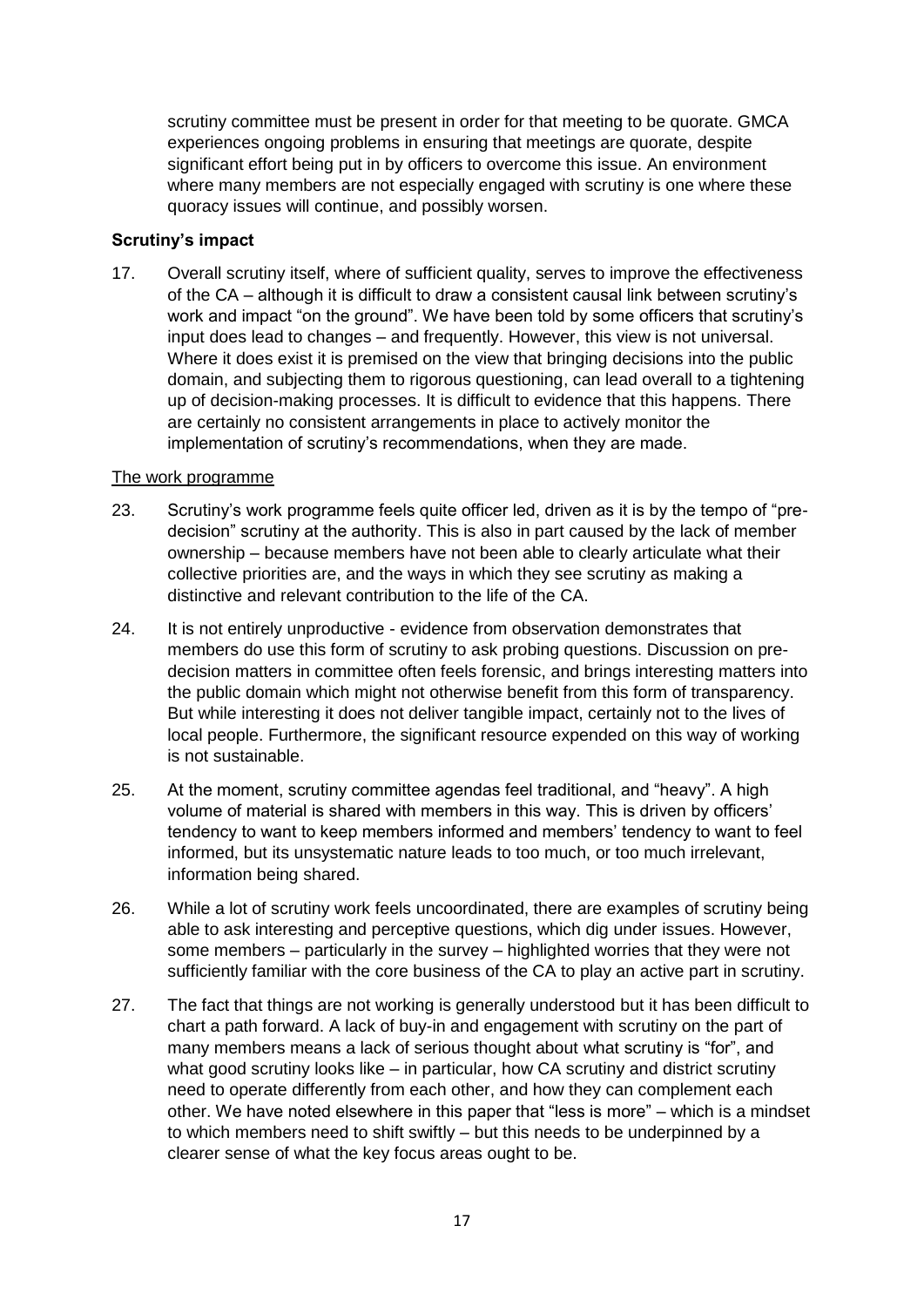scrutiny committee must be present in order for that meeting to be quorate. GMCA experiences ongoing problems in ensuring that meetings are quorate, despite significant effort being put in by officers to overcome this issue. An environment where many members are not especially engaged with scrutiny is one where these quoracy issues will continue, and possibly worsen.

**Scrutiny's impact**

17. Overall scrutiny itself, where of sufficient quality, serves to improve the effectiveness of the CA – although it is difficult to draw a consistent causal link between scrutiny's work and impact "on the ground". We have been told by some officers that scrutiny's input does lead to changes – and frequently. However, this view is not universal. Where it does exist it is premised on the view that bringing decisions into the public domain, and subjecting them to rigorous questioning, can lead overall to a tightening up of decision-making processes. It is difficult to evidence that this happens. There are certainly no consistent arrangements in place to actively monitor the implementation of scrutiny's recommendations, when they are made.

<u>The work programme</u>

23. Scrutiny's work programme feels quite officer led, driven as it is by the tempo of "pre-decision" scrutiny at the authority. This is also in part caused by the lack of member ownership – because members have not been able to clearly articulate what their collective priorities are, and the ways in which they see scrutiny as making a distinctive and relevant contribution to the life of the CA.

24. It is not entirely unproductive - evidence from observation demonstrates that members do use this form of scrutiny to ask probing questions. Discussion on pre-decision matters in committee often feels forensic, and brings interesting matters into the public domain which might not otherwise benefit from this form of transparency. But while interesting it does not deliver tangible impact, certainly not to the lives of local people. Furthermore, the significant resource expended on this way of working is not sustainable.

25. At the moment, scrutiny committee agendas feel traditional, and "heavy". A high volume of material is shared with members in this way. This is driven by officers' tendency to want to keep members informed and members' tendency to want to feel informed, but its unsystematic nature leads to too much, or too much irrelevant, information being shared.

26. While a lot of scrutiny work feels uncoordinated, there are examples of scrutiny being able to ask interesting and perceptive questions, which dig under issues. However, some members – particularly in the survey – highlighted worries that they were not sufficiently familiar with the core business of the CA to play an active part in scrutiny.

27. The fact that things are not working is generally understood but it has been difficult to chart a path forward. A lack of buy-in and engagement with scrutiny on the part of many members means a lack of serious thought about what scrutiny is "for", and what good scrutiny looks like – in particular, how CA scrutiny and district scrutiny need to operate differently from each other, and how they can complement each other. We have noted elsewhere in this paper that "less is more" – which is a mindset to which members need to shift swiftly – but this needs to be underpinned by a clearer sense of what the key focus areas ought to be.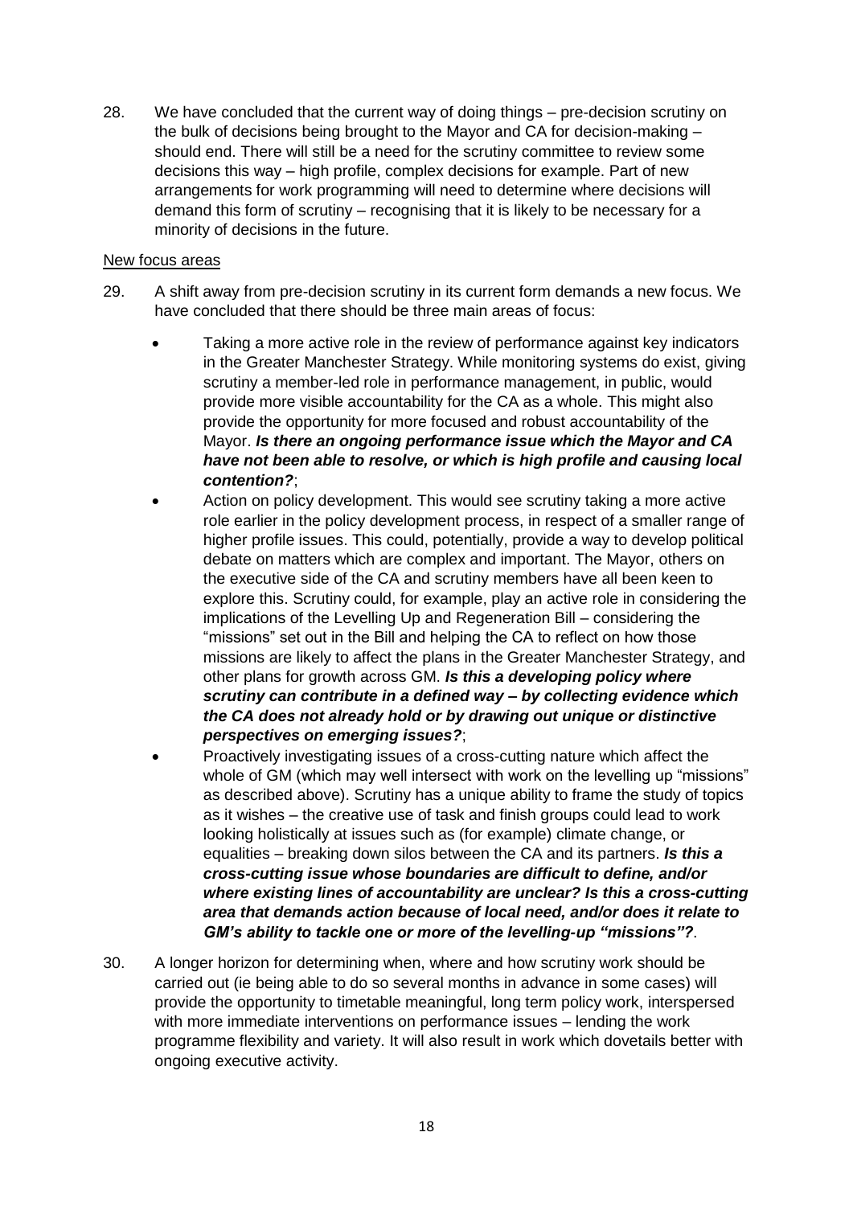28. We have concluded that the current way of doing things – pre-decision scrutiny on the bulk of decisions being brought to the Mayor and CA for decision-making – should end. There will still be a need for the scrutiny committee to review some decisions this way – high profile, complex decisions for example. Part of new arrangements for work programming will need to determine where decisions will demand this form of scrutiny – recognising that it is likely to be necessary for a minority of decisions in the future.

<u>New focus areas</u>

29. A shift away from pre-decision scrutiny in its current form demands a new focus. We have concluded that there should be three main areas of focus:

    - Taking a more active role in the review of performance against key indicators in the Greater Manchester Strategy. While monitoring systems do exist, giving scrutiny a member-led role in performance management, in public, would provide more visible accountability for the CA as a whole. This might also provide the opportunity for more focused and robust accountability of the Mayor. ***Is there an ongoing performance issue which the Mayor and CA have not been able to resolve, or which is high profile and causing local contention?***;
    - Action on policy development. This would see scrutiny taking a more active role earlier in the policy development process, in respect of a smaller range of higher profile issues. This could, potentially, provide a way to develop political debate on matters which are complex and important. The Mayor, others on the executive side of the CA and scrutiny members have all been keen to explore this. Scrutiny could, for example, play an active role in considering the implications of the Levelling Up and Regeneration Bill – considering the "missions" set out in the Bill and helping the CA to reflect on how those missions are likely to affect the plans in the Greater Manchester Strategy, and other plans for growth across GM. ***Is this a developing policy where scrutiny can contribute in a defined way – by collecting evidence which the CA does not already hold or by drawing out unique or distinctive perspectives on emerging issues?***;
    - Proactively investigating issues of a cross-cutting nature which affect the whole of GM (which may well intersect with work on the levelling up "missions" as described above). Scrutiny has a unique ability to frame the study of topics as it wishes – the creative use of task and finish groups could lead to work looking holistically at issues such as (for example) climate change, or equalities – breaking down silos between the CA and its partners. ***Is this a cross-cutting issue whose boundaries are difficult to define, and/or where existing lines of accountability are unclear? Is this a cross-cutting area that demands action because of local need, and/or does it relate to GM's ability to tackle one or more of the levelling-up "missions"?***.

30. A longer horizon for determining when, where and how scrutiny work should be carried out (ie being able to do so several months in advance in some cases) will provide the opportunity to timetable meaningful, long term policy work, interspersed with more immediate interventions on performance issues – lending the work programme flexibility and variety. It will also result in work which dovetails better with ongoing executive activity.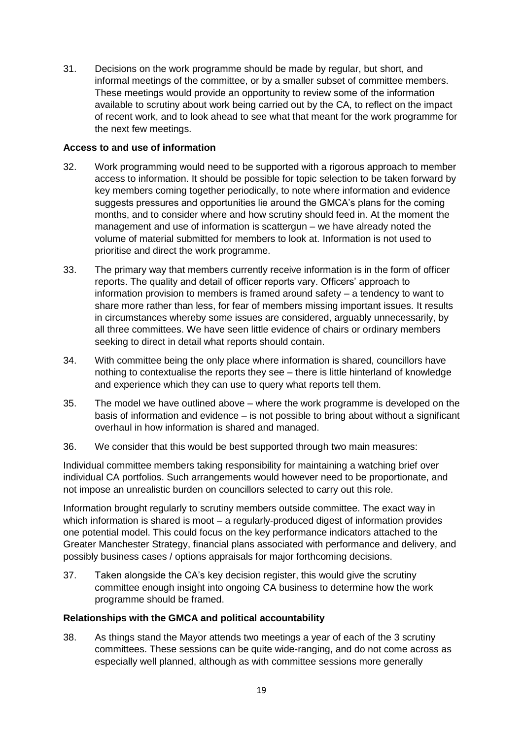31. Decisions on the work programme should be made by regular, but short, and informal meetings of the committee, or by a smaller subset of committee members. These meetings would provide an opportunity to review some of the information available to scrutiny about work being carried out by the CA, to reflect on the impact of recent work, and to look ahead to see what that meant for the work programme for the next few meetings.

**Access to and use of information**

32. Work programming would need to be supported with a rigorous approach to member access to information. It should be possible for topic selection to be taken forward by key members coming together periodically, to note where information and evidence suggests pressures and opportunities lie around the GMCA's plans for the coming months, and to consider where and how scrutiny should feed in. At the moment the management and use of information is scattergun – we have already noted the volume of material submitted for members to look at. Information is not used to prioritise and direct the work programme.

33. The primary way that members currently receive information is in the form of officer reports. The quality and detail of officer reports vary. Officers' approach to information provision to members is framed around safety – a tendency to want to share more rather than less, for fear of members missing important issues. It results in circumstances whereby some issues are considered, arguably unnecessarily, by all three committees. We have seen little evidence of chairs or ordinary members seeking to direct in detail what reports should contain.

34. With committee being the only place where information is shared, councillors have nothing to contextualise the reports they see – there is little hinterland of knowledge and experience which they can use to query what reports tell them.

35. The model we have outlined above – where the work programme is developed on the basis of information and evidence – is not possible to bring about without a significant overhaul in how information is shared and managed.

36. We consider that this would be best supported through two main measures:

Individual committee members taking responsibility for maintaining a watching brief over individual CA portfolios. Such arrangements would however need to be proportionate, and not impose an unrealistic burden on councillors selected to carry out this role.

Information brought regularly to scrutiny members outside committee. The exact way in which information is shared is moot – a regularly-produced digest of information provides one potential model. This could focus on the key performance indicators attached to the Greater Manchester Strategy, financial plans associated with performance and delivery, and possibly business cases / options appraisals for major forthcoming decisions.

37. Taken alongside the CA's key decision register, this would give the scrutiny committee enough insight into ongoing CA business to determine how the work programme should be framed.

**Relationships with the GMCA and political accountability**

38. As things stand the Mayor attends two meetings a year of each of the 3 scrutiny committees. These sessions can be quite wide-ranging, and do not come across as especially well planned, although as with committee sessions more generally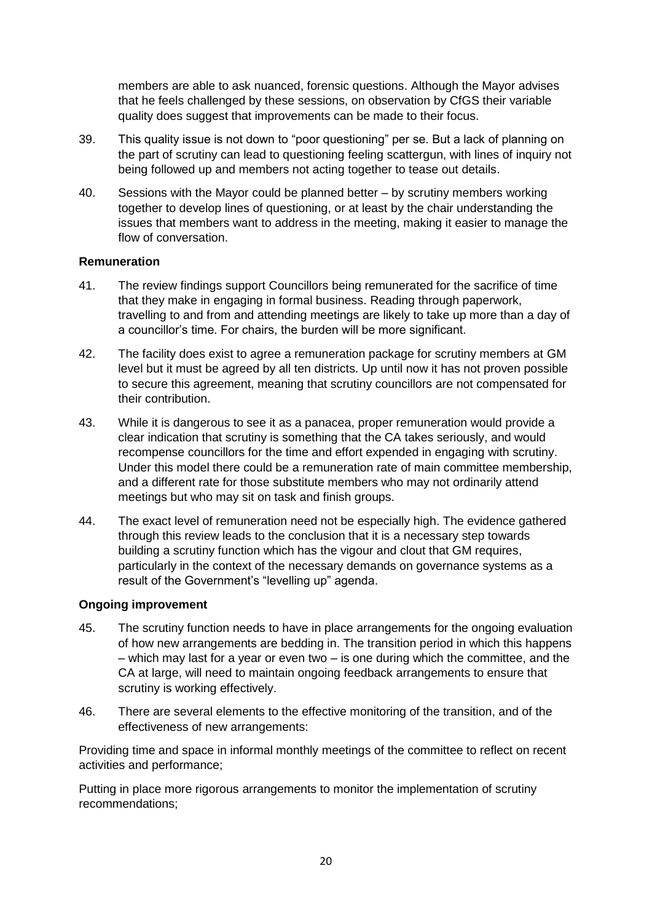members are able to ask nuanced, forensic questions. Although the Mayor advises that he feels challenged by these sessions, on observation by CfGS their variable quality does suggest that improvements can be made to their focus.

39. This quality issue is not down to "poor questioning" per se. But a lack of planning on the part of scrutiny can lead to questioning feeling scattergun, with lines of inquiry not being followed up and members not acting together to tease out details.

40. Sessions with the Mayor could be planned better – by scrutiny members working together to develop lines of questioning, or at least by the chair understanding the issues that members want to address in the meeting, making it easier to manage the flow of conversation.

**Remuneration**

41. The review findings support Councillors being remunerated for the sacrifice of time that they make in engaging in formal business. Reading through paperwork, travelling to and from and attending meetings are likely to take up more than a day of a councillor's time. For chairs, the burden will be more significant.

42. The facility does exist to agree a remuneration package for scrutiny members at GM level but it must be agreed by all ten districts. Up until now it has not proven possible to secure this agreement, meaning that scrutiny councillors are not compensated for their contribution.

43. While it is dangerous to see it as a panacea, proper remuneration would provide a clear indication that scrutiny is something that the CA takes seriously, and would recompense councillors for the time and effort expended in engaging with scrutiny. Under this model there could be a remuneration rate of main committee membership, and a different rate for those substitute members who may not ordinarily attend meetings but who may sit on task and finish groups.

44. The exact level of remuneration need not be especially high. The evidence gathered through this review leads to the conclusion that it is a necessary step towards building a scrutiny function which has the vigour and clout that GM requires, particularly in the context of the necessary demands on governance systems as a result of the Government's "levelling up" agenda.

**Ongoing improvement**

45. The scrutiny function needs to have in place arrangements for the ongoing evaluation of how new arrangements are bedding in. The transition period in which this happens – which may last for a year or even two – is one during which the committee, and the CA at large, will need to maintain ongoing feedback arrangements to ensure that scrutiny is working effectively.

46. There are several elements to the effective monitoring of the transition, and of the effectiveness of new arrangements:

Providing time and space in informal monthly meetings of the committee to reflect on recent activities and performance;

Putting in place more rigorous arrangements to monitor the implementation of scrutiny recommendations;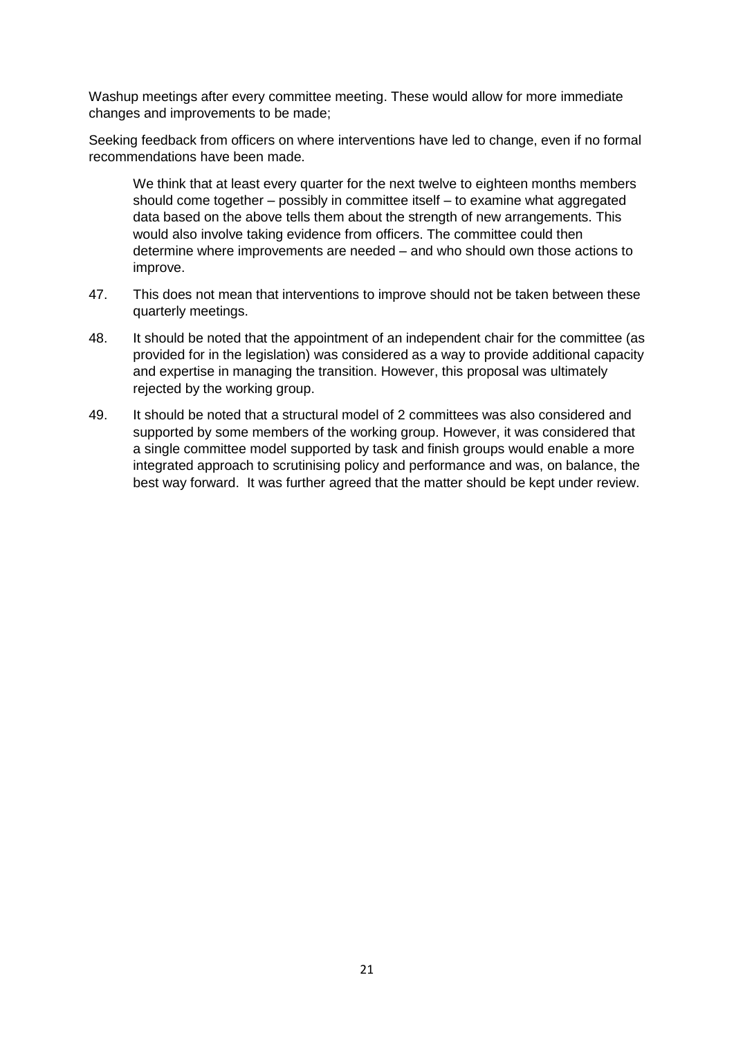Washup meetings after every committee meeting. These would allow for more immediate changes and improvements to be made;

Seeking feedback from officers on where interventions have led to change, even if no formal recommendations have been made.

> We think that at least every quarter for the next twelve to eighteen months members should come together – possibly in committee itself – to examine what aggregated data based on the above tells them about the strength of new arrangements. This would also involve taking evidence from officers. The committee could then determine where improvements are needed – and who should own those actions to improve.

47. This does not mean that interventions to improve should not be taken between these quarterly meetings.

48. It should be noted that the appointment of an independent chair for the committee (as provided for in the legislation) was considered as a way to provide additional capacity and expertise in managing the transition. However, this proposal was ultimately rejected by the working group.

49. It should be noted that a structural model of 2 committees was also considered and supported by some members of the working group. However, it was considered that a single committee model supported by task and finish groups would enable a more integrated approach to scrutinising policy and performance and was, on balance, the best way forward. It was further agreed that the matter should be kept under review.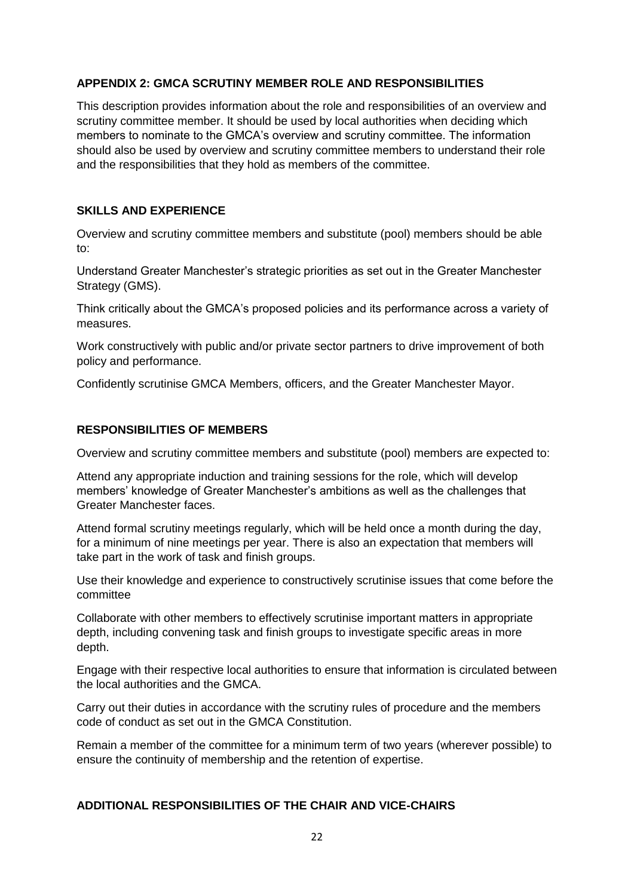## APPENDIX 2: GMCA SCRUTINY MEMBER ROLE AND RESPONSIBILITIES

This description provides information about the role and responsibilities of an overview and scrutiny committee member. It should be used by local authorities when deciding which members to nominate to the GMCA's overview and scrutiny committee. The information should also be used by overview and scrutiny committee members to understand their role and the responsibilities that they hold as members of the committee.

### SKILLS AND EXPERIENCE

Overview and scrutiny committee members and substitute (pool) members should be able to:

Understand Greater Manchester's strategic priorities as set out in the Greater Manchester Strategy (GMS).

Think critically about the GMCA's proposed policies and its performance across a variety of measures.

Work constructively with public and/or private sector partners to drive improvement of both policy and performance.

Confidently scrutinise GMCA Members, officers, and the Greater Manchester Mayor.

### RESPONSIBILITIES OF MEMBERS

Overview and scrutiny committee members and substitute (pool) members are expected to:

Attend any appropriate induction and training sessions for the role, which will develop members' knowledge of Greater Manchester's ambitions as well as the challenges that Greater Manchester faces.

Attend formal scrutiny meetings regularly, which will be held once a month during the day, for a minimum of nine meetings per year. There is also an expectation that members will take part in the work of task and finish groups.

Use their knowledge and experience to constructively scrutinise issues that come before the committee

Collaborate with other members to effectively scrutinise important matters in appropriate depth, including convening task and finish groups to investigate specific areas in more depth.

Engage with their respective local authorities to ensure that information is circulated between the local authorities and the GMCA.

Carry out their duties in accordance with the scrutiny rules of procedure and the members code of conduct as set out in the GMCA Constitution.

Remain a member of the committee for a minimum term of two years (wherever possible) to ensure the continuity of membership and the retention of expertise.

### ADDITIONAL RESPONSIBILITIES OF THE CHAIR AND VICE-CHAIRS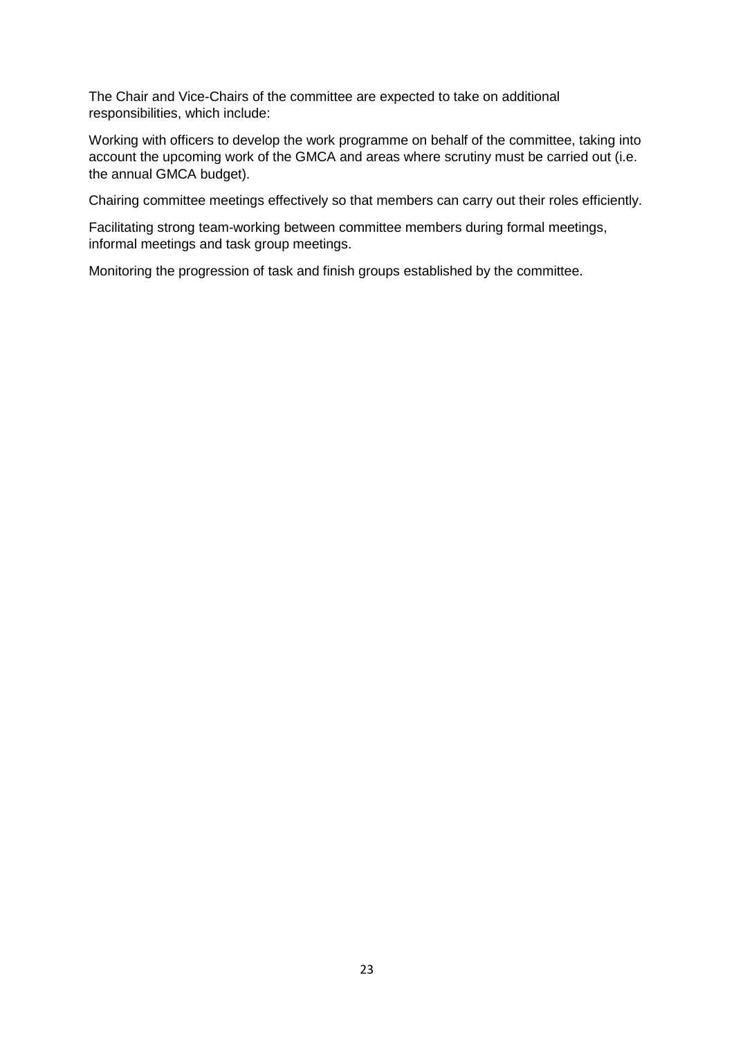The Chair and Vice-Chairs of the committee are expected to take on additional responsibilities, which include:

Working with officers to develop the work programme on behalf of the committee, taking into account the upcoming work of the GMCA and areas where scrutiny must be carried out (i.e. the annual GMCA budget).

Chairing committee meetings effectively so that members can carry out their roles efficiently.

Facilitating strong team-working between committee members during formal meetings, informal meetings and task group meetings.

Monitoring the progression of task and finish groups established by the committee.